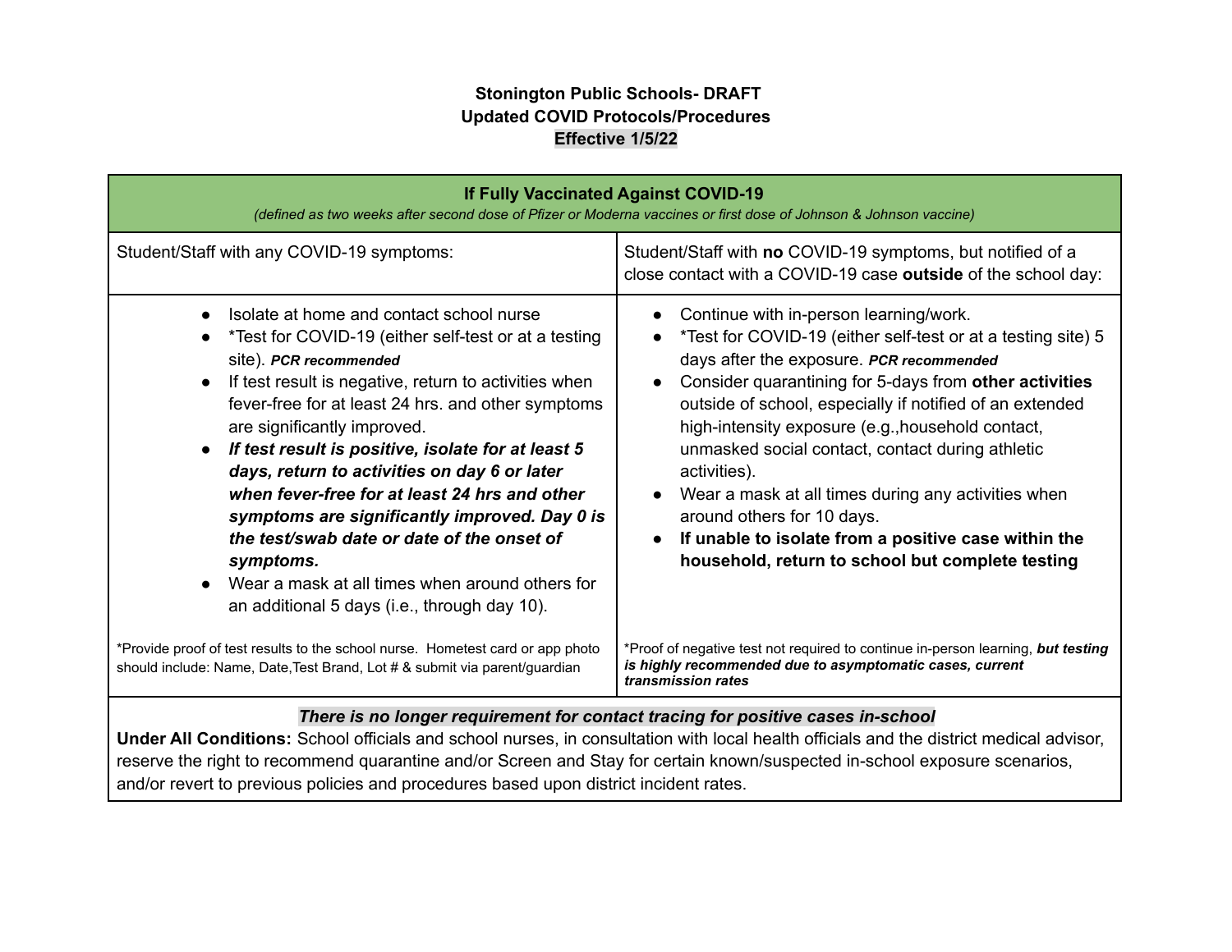**Stonington Public Schools- DRAFT**
**Updated COVID Protocols/Procedures**
**Effective 1/5/22**

| **If Fully Vaccinated Against COVID-19** *(defined as two weeks after second dose of Pfizer or Moderna vaccines or first dose of Johnson & Johnson vaccine)* | |
|---|---|
| Student/Staff with any COVID-19 symptoms: | Student/Staff with **no** COVID-19 symptoms, but notified of a close contact with a COVID-19 case **outside** of the school day: |
| • Isolate at home and contact school nurse<br>• *Test for COVID-19 (either self-test or at a testing site). ***PCR recommended***<br>• If test result is negative, return to activities when fever-free for at least 24 hrs. and other symptoms are significantly improved.<br>• ***If test result is positive, isolate for at least 5 days, return to activities on day 6 or later when fever-free for at least 24 hrs and other symptoms are significantly improved. Day 0 is the test/swab date or date of the onset of symptoms.***<br>• Wear a mask at all times when around others for an additional 5 days (i.e., through day 10).<br><br>*Provide proof of test results to the school nurse. Hometest card or app photo should include: Name, Date,Test Brand, Lot # & submit via parent/guardian | • Continue with in-person learning/work.<br>• *Test for COVID-19 (either self-test or at a testing site) 5 days after the exposure. ***PCR recommended***<br>• Consider quarantining for 5-days from **other activities** outside of school, especially if notified of an extended high-intensity exposure (e.g.,household contact, unmasked social contact, contact during athletic activities).<br>• Wear a mask at all times during any activities when around others for 10 days.<br>• **If unable to isolate from a positive case within the household, return to school but complete testing**<br><br>*Proof of negative test not required to continue in-person learning, ***but testing is highly recommended due to asymptomatic cases, current transmission rates*** |

***There is no longer requirement for contact tracing for positive cases in-school***

**Under All Conditions:** School officials and school nurses, in consultation with local health officials and the district medical advisor, reserve the right to recommend quarantine and/or Screen and Stay for certain known/suspected in-school exposure scenarios, and/or revert to previous policies and procedures based upon district incident rates.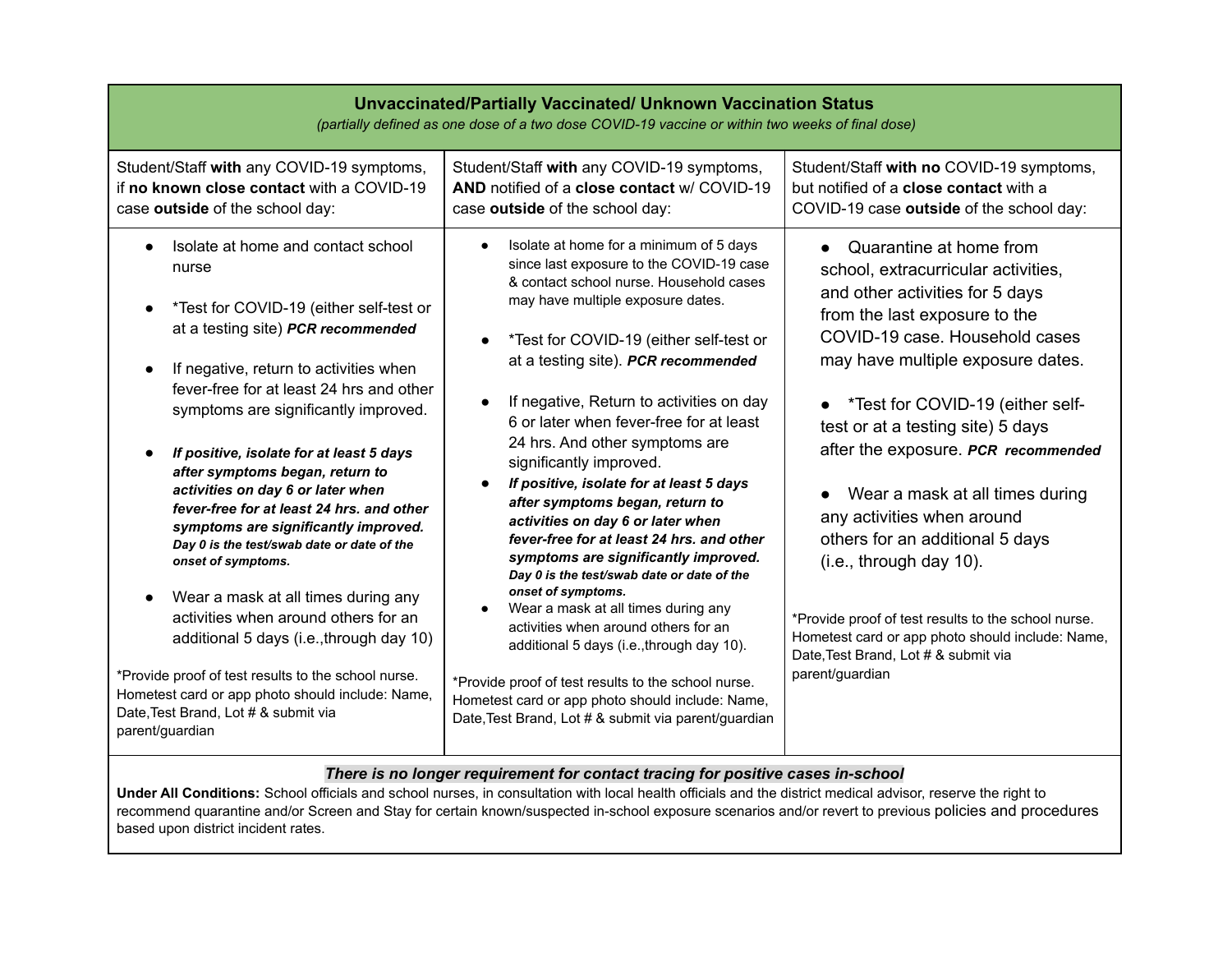**Unvaccinated/Partially Vaccinated/ Unknown Vaccination Status**

*(partially defined as one dose of a two dose COVID-19 vaccine or within two weeks of final dose)*

| Student/Staff **with** any COVID-19 symptoms, if **no known close contact** with a COVID-19 case **outside** of the school day: | Student/Staff **with** any COVID-19 symptoms, **AND** notified of a **close contact** w/ COVID-19 case **outside** of the school day: | Student/Staff **with no** COVID-19 symptoms, but notified of a **close contact** with a COVID-19 case **outside** of the school day: |
|---|---|---|
| • Isolate at home and contact school nurse<br><br>• *Test for COVID-19 (either self-test or at a testing site) ***PCR recommended***<br><br>• If negative, return to activities when fever-free for at least 24 hrs and other symptoms are significantly improved.<br><br>• ***If positive, isolate for at least 5 days after symptoms began, return to activities on day 6 or later when fever-free for at least 24 hrs. and other symptoms are significantly improved. Day 0 is the test/swab date or date of the onset of symptoms.***<br><br>• Wear a mask at all times during any activities when around others for an additional 5 days (i.e.,through day 10)<br><br>*Provide proof of test results to the school nurse. Hometest card or app photo should include: Name, Date,Test Brand, Lot # & submit via parent/guardian | • Isolate at home for a minimum of 5 days since last exposure to the COVID-19 case & contact school nurse. Household cases may have multiple exposure dates.<br><br>• *Test for COVID-19 (either self-test or at a testing site). ***PCR recommended***<br><br>• If negative, Return to activities on day 6 or later when fever-free for at least 24 hrs. And other symptoms are significantly improved.<br>• ***If positive, isolate for at least 5 days after symptoms began, return to activities on day 6 or later when fever-free for at least 24 hrs. and other symptoms are significantly improved. Day 0 is the test/swab date or date of the onset of symptoms.***<br>• Wear a mask at all times during any activities when around others for an additional 5 days (i.e.,through day 10).<br><br>*Provide proof of test results to the school nurse. Hometest card or app photo should include: Name, Date,Test Brand, Lot # & submit via parent/guardian | • Quarantine at home from school, extracurricular activities, and other activities for 5 days from the last exposure to the COVID-19 case. Household cases may have multiple exposure dates.<br><br>• *Test for COVID-19 (either self-test or at a testing site) 5 days after the exposure. ***PCR recommended***<br><br>• Wear a mask at all times during any activities when around others for an additional 5 days (i.e., through day 10).<br><br>*Provide proof of test results to the school nurse. Hometest card or app photo should include: Name, Date,Test Brand, Lot # & submit via parent/guardian |

***There is no longer requirement for contact tracing for positive cases in-school***

**Under All Conditions:** School officials and school nurses, in consultation with local health officials and the district medical advisor, reserve the right to recommend quarantine and/or Screen and Stay for certain known/suspected in-school exposure scenarios and/or revert to previous policies and procedures based upon district incident rates.